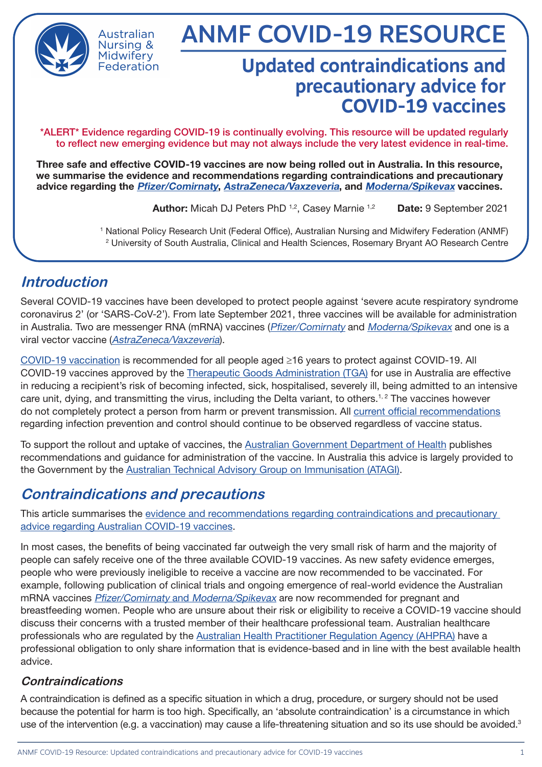Australian Nursing & Midwifery Federation

# ANMF COVID-19 RESOURCE

## Updated contraindications and precautionary advice for COVID-19 vaccines

*ALERT* Evidence regarding COVID-19 is continually evolving. This resource will be updated regularly to reflect new emerging evidence but may not always include the very latest evidence in real-time.

**Three safe and effective COVID-19 vaccines are now being rolled out in Australia. In this resource, we summarise the evidence and recommendations regarding contraindications and precautionary advice regarding the *Pfizer/Comirnaty*, *AstraZeneca/Vaxzeveria*, and *Moderna/Spikevax* vaccines.**

**Author:** Micah DJ Peters PhD [1,2], Casey Marnie [1,2] **Date:** 9 September 2021

[1] National Policy Research Unit (Federal Office), Australian Nursing and Midwifery Federation (ANMF)
[2] University of South Australia, Clinical and Health Sciences, Rosemary Bryant AO Research Centre

## *Introduction*

Several COVID-19 vaccines have been developed to protect people against 'severe acute respiratory syndrome coronavirus 2' (or 'SARS-CoV-2'). From late September 2021, three vaccines will be available for administration in Australia. Two are messenger RNA (mRNA) vaccines (*Pfizer/Comirnaty* and *Moderna/Spikevax* and one is a viral vector vaccine (*AstraZeneca/Vaxzeveria*).

COVID-19 vaccination is recommended for all people aged ≥16 years to protect against COVID-19. All COVID-19 vaccines approved by the Therapeutic Goods Administration (TGA) for use in Australia are effective in reducing a recipient's risk of becoming infected, sick, hospitalised, severely ill, being admitted to an intensive care unit, dying, and transmitting the virus, including the Delta variant, to others.[1, 2] The vaccines however do not completely protect a person from harm or prevent transmission. All current official recommendations regarding infection prevention and control should continue to be observed regardless of vaccine status.

To support the rollout and uptake of vaccines, the Australian Government Department of Health publishes recommendations and guidance for administration of the vaccine. In Australia this advice is largely provided to the Government by the Australian Technical Advisory Group on Immunisation (ATAGI).

## *Contraindications and precautions*

This article summarises the evidence and recommendations regarding contraindications and precautionary advice regarding Australian COVID-19 vaccines.

In most cases, the benefits of being vaccinated far outweigh the very small risk of harm and the majority of people can safely receive one of the three available COVID-19 vaccines. As new safety evidence emerges, people who were previously ineligible to receive a vaccine are now recommended to be vaccinated. For example, following publication of clinical trials and ongoing emergence of real-world evidence the Australian mRNA vaccines *Pfizer/Comirnaty* and *Moderna/Spikevax* are now recommended for pregnant and breastfeeding women. People who are unsure about their risk or eligibility to receive a COVID-19 vaccine should discuss their concerns with a trusted member of their healthcare professional team. Australian healthcare professionals who are regulated by the Australian Health Practitioner Regulation Agency (AHPRA) have a professional obligation to only share information that is evidence-based and in line with the best available health advice.

### *Contraindications*

A contraindication is defined as a specific situation in which a drug, procedure, or surgery should not be used because the potential for harm is too high. Specifically, an 'absolute contraindication' is a circumstance in which use of the intervention (e.g. a vaccination) may cause a life-threatening situation and so its use should be avoided.[3]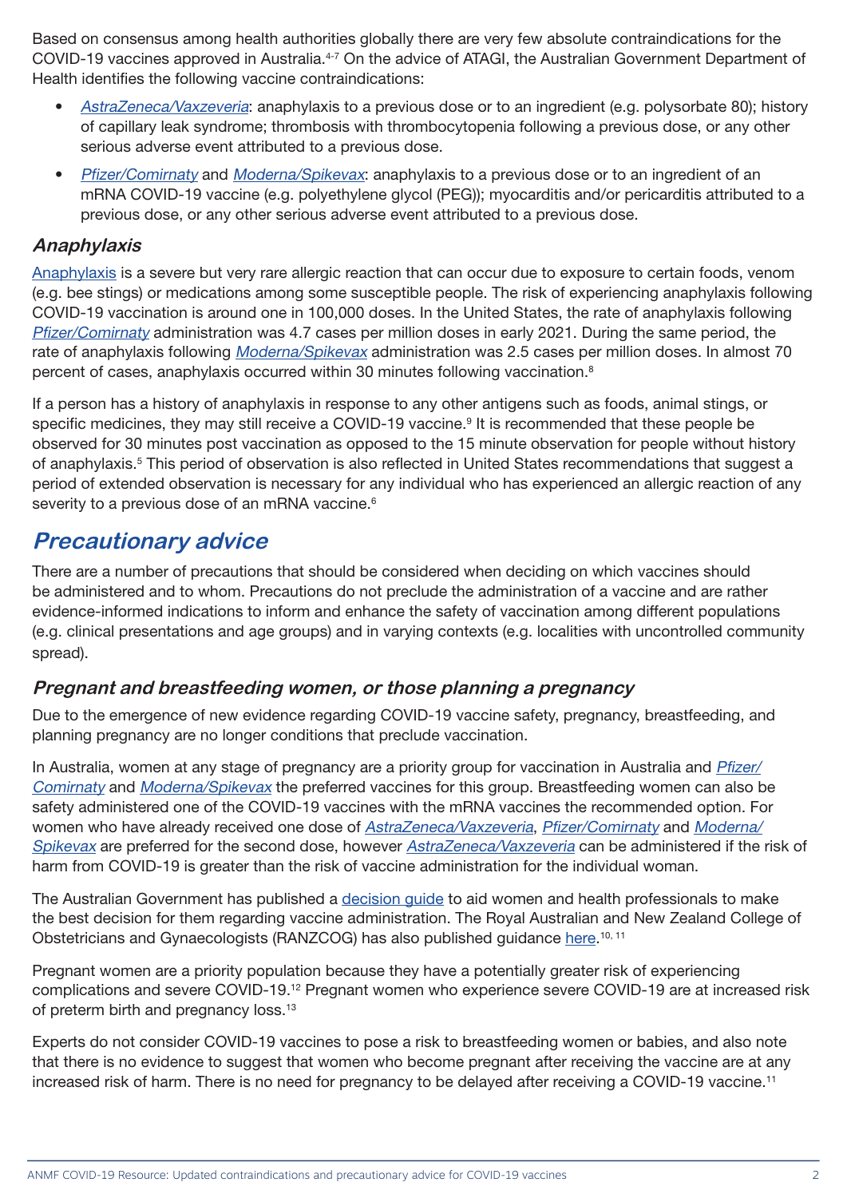Based on consensus among health authorities globally there are very few absolute contraindications for the COVID-19 vaccines approved in Australia.[4-7] On the advice of ATAGI, the Australian Government Department of Health identifies the following vaccine contraindications:

- *AstraZeneca/Vaxzeveria*: anaphylaxis to a previous dose or to an ingredient (e.g. polysorbate 80); history of capillary leak syndrome; thrombosis with thrombocytopenia following a previous dose, or any other serious adverse event attributed to a previous dose.
- *Pfizer/Comirnaty* and *Moderna/Spikevax*: anaphylaxis to a previous dose or to an ingredient of an mRNA COVID-19 vaccine (e.g. polyethylene glycol (PEG)); myocarditis and/or pericarditis attributed to a previous dose, or any other serious adverse event attributed to a previous dose.

### *Anaphylaxis*

Anaphylaxis is a severe but very rare allergic reaction that can occur due to exposure to certain foods, venom (e.g. bee stings) or medications among some susceptible people. The risk of experiencing anaphylaxis following COVID-19 vaccination is around one in 100,000 doses. In the United States, the rate of anaphylaxis following *Pfizer/Comirnaty* administration was 4.7 cases per million doses in early 2021. During the same period, the rate of anaphylaxis following *Moderna/Spikevax* administration was 2.5 cases per million doses. In almost 70 percent of cases, anaphylaxis occurred within 30 minutes following vaccination.[8]

If a person has a history of anaphylaxis in response to any other antigens such as foods, animal stings, or specific medicines, they may still receive a COVID-19 vaccine.[9] It is recommended that these people be observed for 30 minutes post vaccination as opposed to the 15 minute observation for people without history of anaphylaxis.[5] This period of observation is also reflected in United States recommendations that suggest a period of extended observation is necessary for any individual who has experienced an allergic reaction of any severity to a previous dose of an mRNA vaccine.[6]

## *Precautionary advice*

There are a number of precautions that should be considered when deciding on which vaccines should be administered and to whom. Precautions do not preclude the administration of a vaccine and are rather evidence-informed indications to inform and enhance the safety of vaccination among different populations (e.g. clinical presentations and age groups) and in varying contexts (e.g. localities with uncontrolled community spread).

### *Pregnant and breastfeeding women, or those planning a pregnancy*

Due to the emergence of new evidence regarding COVID-19 vaccine safety, pregnancy, breastfeeding, and planning pregnancy are no longer conditions that preclude vaccination.

In Australia, women at any stage of pregnancy are a priority group for vaccination in Australia and *Pfizer/Comirnaty* and *Moderna/Spikevax* the preferred vaccines for this group. Breastfeeding women can also be safety administered one of the COVID-19 vaccines with the mRNA vaccines the recommended option. For women who have already received one dose of *AstraZeneca/Vaxzeveria*, *Pfizer/Comirnaty* and *Moderna/Spikevax* are preferred for the second dose, however *AstraZeneca/Vaxzeveria* can be administered if the risk of harm from COVID-19 is greater than the risk of vaccine administration for the individual woman.

The Australian Government has published a decision guide to aid women and health professionals to make the best decision for them regarding vaccine administration. The Royal Australian and New Zealand College of Obstetricians and Gynaecologists (RANZCOG) has also published guidance here.[10, 11]

Pregnant women are a priority population because they have a potentially greater risk of experiencing complications and severe COVID-19.[12] Pregnant women who experience severe COVID-19 are at increased risk of preterm birth and pregnancy loss.[13]

Experts do not consider COVID-19 vaccines to pose a risk to breastfeeding women or babies, and also note that there is no evidence to suggest that women who become pregnant after receiving the vaccine are at any increased risk of harm. There is no need for pregnancy to be delayed after receiving a COVID-19 vaccine.[11]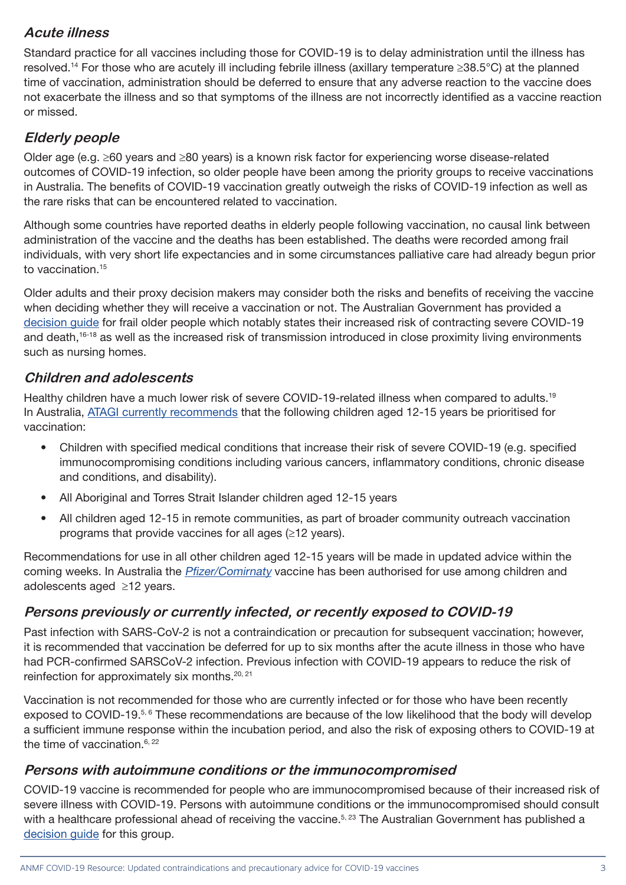## *Acute illness*

Standard practice for all vaccines including those for COVID-19 is to delay administration until the illness has resolved.[14] For those who are acutely ill including febrile illness (axillary temperature ≥38.5°C) at the planned time of vaccination, administration should be deferred to ensure that any adverse reaction to the vaccine does not exacerbate the illness and so that symptoms of the illness are not incorrectly identified as a vaccine reaction or missed.

## *Elderly people*

Older age (e.g. ≥60 years and ≥80 years) is a known risk factor for experiencing worse disease-related outcomes of COVID-19 infection, so older people have been among the priority groups to receive vaccinations in Australia. The benefits of COVID-19 vaccination greatly outweigh the risks of COVID-19 infection as well as the rare risks that can be encountered related to vaccination.

Although some countries have reported deaths in elderly people following vaccination, no causal link between administration of the vaccine and the deaths has been established. The deaths were recorded among frail individuals, with very short life expectancies and in some circumstances palliative care had already begun prior to vaccination.[15]

Older adults and their proxy decision makers may consider both the risks and benefits of receiving the vaccine when deciding whether they will receive a vaccination or not. The Australian Government has provided a decision guide for frail older people which notably states their increased risk of contracting severe COVID-19 and death,[16-18] as well as the increased risk of transmission introduced in close proximity living environments such as nursing homes.

## *Children and adolescents*

Healthy children have a much lower risk of severe COVID-19-related illness when compared to adults.[19] In Australia, ATAGI currently recommends that the following children aged 12-15 years be prioritised for vaccination:

- Children with specified medical conditions that increase their risk of severe COVID-19 (e.g. specified immunocompromising conditions including various cancers, inflammatory conditions, chronic disease and conditions, and disability).
- All Aboriginal and Torres Strait Islander children aged 12-15 years
- All children aged 12-15 in remote communities, as part of broader community outreach vaccination programs that provide vaccines for all ages (≥12 years).

Recommendations for use in all other children aged 12-15 years will be made in updated advice within the coming weeks. In Australia the *Pfizer/Comirnaty* vaccine has been authorised for use among children and adolescents aged ≥12 years.

## *Persons previously or currently infected, or recently exposed to COVID-19*

Past infection with SARS-CoV-2 is not a contraindication or precaution for subsequent vaccination; however, it is recommended that vaccination be deferred for up to six months after the acute illness in those who have had PCR-confirmed SARSCoV-2 infection. Previous infection with COVID-19 appears to reduce the risk of reinfection for approximately six months.[20, 21]

Vaccination is not recommended for those who are currently infected or for those who have been recently exposed to COVID-19.[5, 6] These recommendations are because of the low likelihood that the body will develop a sufficient immune response within the incubation period, and also the risk of exposing others to COVID-19 at the time of vaccination.[6, 22]

## *Persons with autoimmune conditions or the immunocompromised*

COVID-19 vaccine is recommended for people who are immunocompromised because of their increased risk of severe illness with COVID-19. Persons with autoimmune conditions or the immunocompromised should consult with a healthcare professional ahead of receiving the vaccine.[5, 23] The Australian Government has published a decision guide for this group.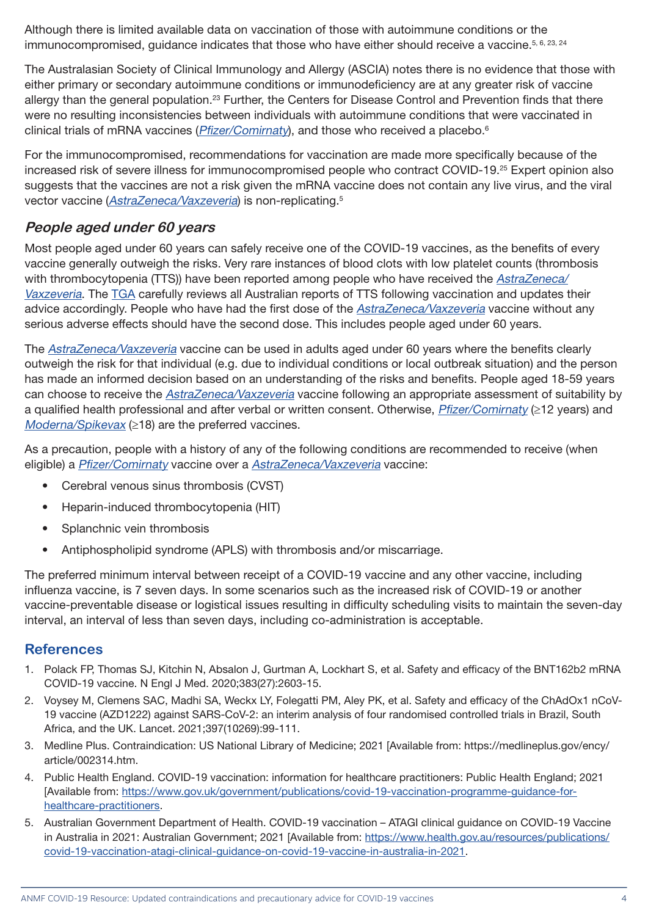Although there is limited available data on vaccination of those with autoimmune conditions or the immunocompromised, guidance indicates that those who have either should receive a vaccine.[5, 6, 23, 24]

The Australasian Society of Clinical Immunology and Allergy (ASCIA) notes there is no evidence that those with either primary or secondary autoimmune conditions or immunodeficiency are at any greater risk of vaccine allergy than the general population.[23] Further, the Centers for Disease Control and Prevention finds that there were no resulting inconsistencies between individuals with autoimmune conditions that were vaccinated in clinical trials of mRNA vaccines (*Pfizer/Comirnaty*), and those who received a placebo.[6]

For the immunocompromised, recommendations for vaccination are made more specifically because of the increased risk of severe illness for immunocompromised people who contract COVID-19.[25] Expert opinion also suggests that the vaccines are not a risk given the mRNA vaccine does not contain any live virus, and the viral vector vaccine (*AstraZeneca/Vaxzeveria*) is non-replicating.[5]

## *People aged under 60 years*

Most people aged under 60 years can safely receive one of the COVID-19 vaccines, as the benefits of every vaccine generally outweigh the risks. Very rare instances of blood clots with low platelet counts (thrombosis with thrombocytopenia (TTS)) have been reported among people who have received the *AstraZeneca/Vaxzeveria*. The TGA carefully reviews all Australian reports of TTS following vaccination and updates their advice accordingly. People who have had the first dose of the *AstraZeneca/Vaxzeveria* vaccine without any serious adverse effects should have the second dose. This includes people aged under 60 years.

The *AstraZeneca/Vaxzeveria* vaccine can be used in adults aged under 60 years where the benefits clearly outweigh the risk for that individual (e.g. due to individual conditions or local outbreak situation) and the person has made an informed decision based on an understanding of the risks and benefits. People aged 18-59 years can choose to receive the *AstraZeneca/Vaxzeveria* vaccine following an appropriate assessment of suitability by a qualified health professional and after verbal or written consent. Otherwise, *Pfizer/Comirnaty* (≥12 years) and *Moderna/Spikevax* (≥18) are the preferred vaccines.

As a precaution, people with a history of any of the following conditions are recommended to receive (when eligible) a *Pfizer/Comirnaty* vaccine over a *AstraZeneca/Vaxzeveria* vaccine:

- Cerebral venous sinus thrombosis (CVST)
- Heparin-induced thrombocytopenia (HIT)
- Splanchnic vein thrombosis
- Antiphospholipid syndrome (APLS) with thrombosis and/or miscarriage.

The preferred minimum interval between receipt of a COVID-19 vaccine and any other vaccine, including influenza vaccine, is 7 seven days. In some scenarios such as the increased risk of COVID-19 or another vaccine-preventable disease or logistical issues resulting in difficulty scheduling visits to maintain the seven-day interval, an interval of less than seven days, including co-administration is acceptable.

## References

1. Polack FP, Thomas SJ, Kitchin N, Absalon J, Gurtman A, Lockhart S, et al. Safety and efficacy of the BNT162b2 mRNA COVID-19 vaccine. N Engl J Med. 2020;383(27):2603-15.
2. Voysey M, Clemens SAC, Madhi SA, Weckx LY, Folegatti PM, Aley PK, et al. Safety and efficacy of the ChAdOx1 nCoV-19 vaccine (AZD1222) against SARS-CoV-2: an interim analysis of four randomised controlled trials in Brazil, South Africa, and the UK. Lancet. 2021;397(10269):99-111.
3. Medline Plus. Contraindication: US National Library of Medicine; 2021 [Available from: https://medlineplus.gov/ency/article/002314.htm.
4. Public Health England. COVID-19 vaccination: information for healthcare practitioners: Public Health England; 2021 [Available from: https://www.gov.uk/government/publications/covid-19-vaccination-programme-guidance-for-healthcare-practitioners.
5. Australian Government Department of Health. COVID-19 vaccination – ATAGI clinical guidance on COVID-19 Vaccine in Australia in 2021: Australian Government; 2021 [Available from: https://www.health.gov.au/resources/publications/covid-19-vaccination-atagi-clinical-guidance-on-covid-19-vaccine-in-australia-in-2021.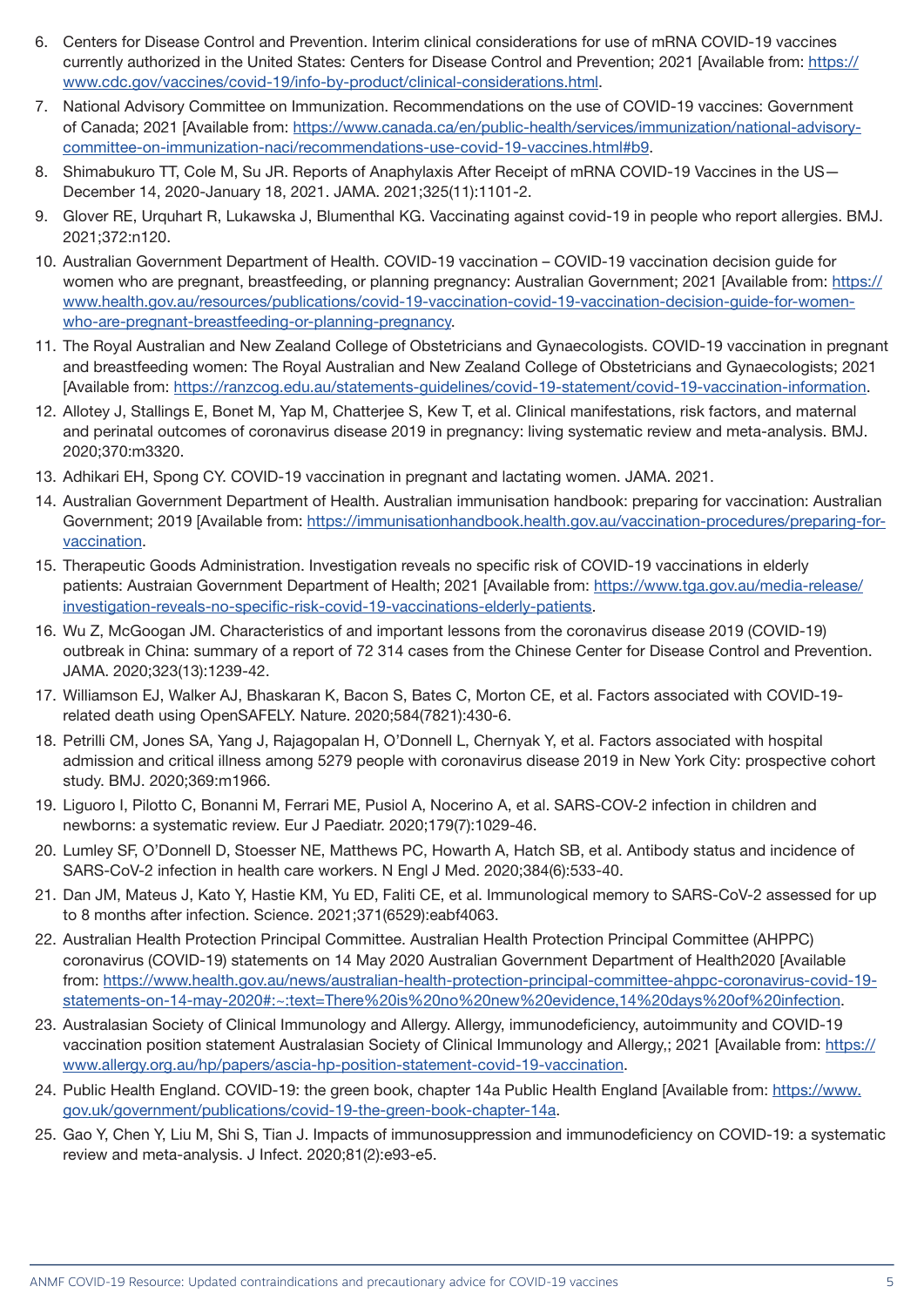6. Centers for Disease Control and Prevention. Interim clinical considerations for use of mRNA COVID-19 vaccines currently authorized in the United States: Centers for Disease Control and Prevention; 2021 [Available from: https://www.cdc.gov/vaccines/covid-19/info-by-product/clinical-considerations.html.
7. National Advisory Committee on Immunization. Recommendations on the use of COVID-19 vaccines: Government of Canada; 2021 [Available from: https://www.canada.ca/en/public-health/services/immunization/national-advisory-committee-on-immunization-naci/recommendations-use-covid-19-vaccines.html#b9.
8. Shimabukuro TT, Cole M, Su JR. Reports of Anaphylaxis After Receipt of mRNA COVID-19 Vaccines in the US—December 14, 2020-January 18, 2021. JAMA. 2021;325(11):1101-2.
9. Glover RE, Urquhart R, Lukawska J, Blumenthal KG. Vaccinating against covid-19 in people who report allergies. BMJ. 2021;372:n120.
10. Australian Government Department of Health. COVID-19 vaccination – COVID-19 vaccination decision guide for women who are pregnant, breastfeeding, or planning pregnancy: Australian Government; 2021 [Available from: https://www.health.gov.au/resources/publications/covid-19-vaccination-covid-19-vaccination-decision-guide-for-women-who-are-pregnant-breastfeeding-or-planning-pregnancy.
11. The Royal Australian and New Zealand College of Obstetricians and Gynaecologists. COVID-19 vaccination in pregnant and breastfeeding women: The Royal Australian and New Zealand College of Obstetricians and Gynaecologists; 2021 [Available from: https://ranzcog.edu.au/statements-guidelines/covid-19-statement/covid-19-vaccination-information.
12. Allotey J, Stallings E, Bonet M, Yap M, Chatterjee S, Kew T, et al. Clinical manifestations, risk factors, and maternal and perinatal outcomes of coronavirus disease 2019 in pregnancy: living systematic review and meta-analysis. BMJ. 2020;370:m3320.
13. Adhikari EH, Spong CY. COVID-19 vaccination in pregnant and lactating women. JAMA. 2021.
14. Australian Government Department of Health. Australian immunisation handbook: preparing for vaccination: Australian Government; 2019 [Available from: https://immunisationhandbook.health.gov.au/vaccination-procedures/preparing-for-vaccination.
15. Therapeutic Goods Administration. Investigation reveals no specific risk of COVID-19 vaccinations in elderly patients: Austraian Government Department of Health; 2021 [Available from: https://www.tga.gov.au/media-release/investigation-reveals-no-specific-risk-covid-19-vaccinations-elderly-patients.
16. Wu Z, McGoogan JM. Characteristics of and important lessons from the coronavirus disease 2019 (COVID-19) outbreak in China: summary of a report of 72 314 cases from the Chinese Center for Disease Control and Prevention. JAMA. 2020;323(13):1239-42.
17. Williamson EJ, Walker AJ, Bhaskaran K, Bacon S, Bates C, Morton CE, et al. Factors associated with COVID-19-related death using OpenSAFELY. Nature. 2020;584(7821):430-6.
18. Petrilli CM, Jones SA, Yang J, Rajagopalan H, O'Donnell L, Chernyak Y, et al. Factors associated with hospital admission and critical illness among 5279 people with coronavirus disease 2019 in New York City: prospective cohort study. BMJ. 2020;369:m1966.
19. Liguoro I, Pilotto C, Bonanni M, Ferrari ME, Pusiol A, Nocerino A, et al. SARS-COV-2 infection in children and newborns: a systematic review. Eur J Paediatr. 2020;179(7):1029-46.
20. Lumley SF, O'Donnell D, Stoesser NE, Matthews PC, Howarth A, Hatch SB, et al. Antibody status and incidence of SARS-CoV-2 infection in health care workers. N Engl J Med. 2020;384(6):533-40.
21. Dan JM, Mateus J, Kato Y, Hastie KM, Yu ED, Faliti CE, et al. Immunological memory to SARS-CoV-2 assessed for up to 8 months after infection. Science. 2021;371(6529):eabf4063.
22. Australian Health Protection Principal Committee. Australian Health Protection Principal Committee (AHPPC) coronavirus (COVID-19) statements on 14 May 2020 Australian Government Department of Health2020 [Available from: https://www.health.gov.au/news/australian-health-protection-principal-committee-ahppc-coronavirus-covid-19-statements-on-14-may-2020#:~:text=There%20is%20no%20new%20evidence,14%20days%20of%20infection.
23. Australasian Society of Clinical Immunology and Allergy. Allergy, immunodeficiency, autoimmunity and COVID-19 vaccination position statement Australasian Society of Clinical Immunology and Allergy,; 2021 [Available from: https://www.allergy.org.au/hp/papers/ascia-hp-position-statement-covid-19-vaccination.
24. Public Health England. COVID-19: the green book, chapter 14a Public Health England [Available from: https://www.gov.uk/government/publications/covid-19-the-green-book-chapter-14a.
25. Gao Y, Chen Y, Liu M, Shi S, Tian J. Impacts of immunosuppression and immunodeficiency on COVID-19: a systematic review and meta-analysis. J Infect. 2020;81(2):e93-e5.